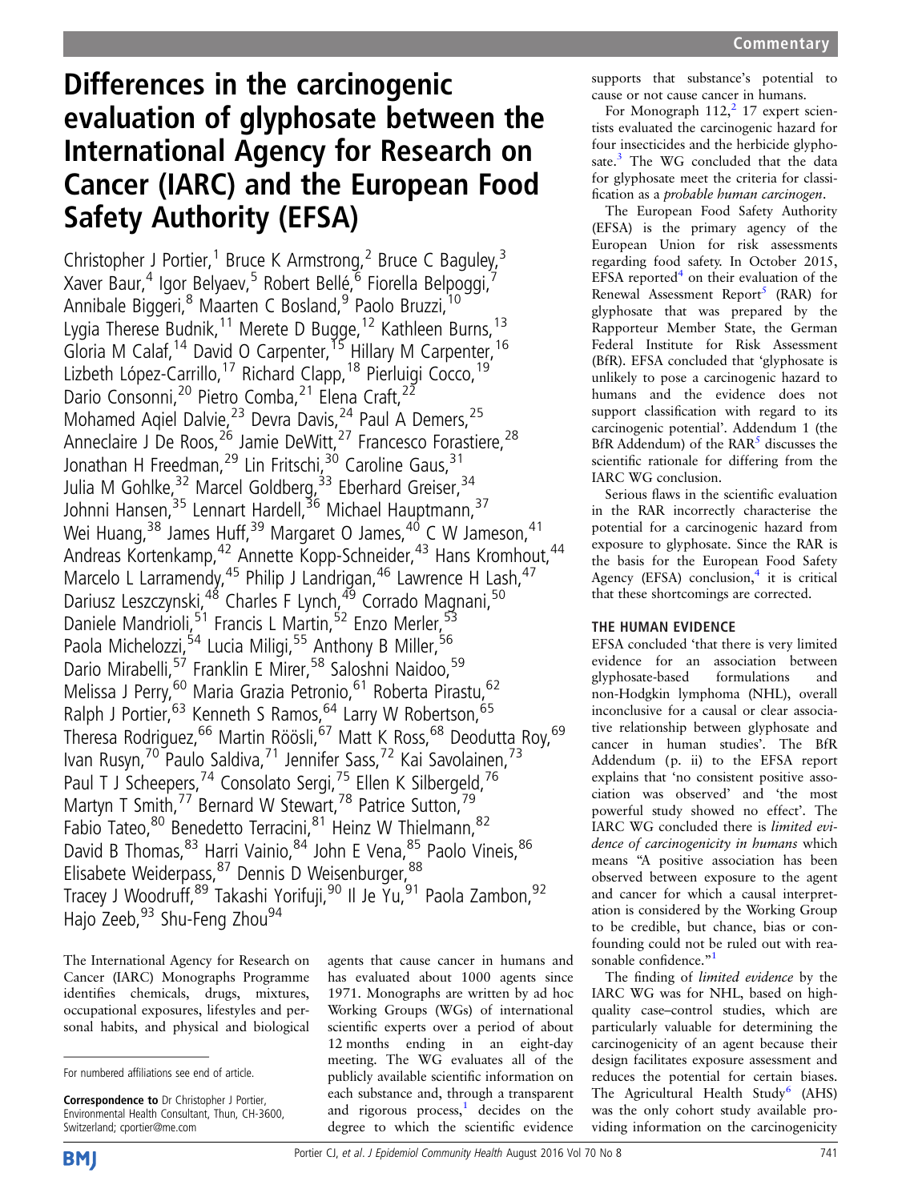Commentary

# Differences in the carcinogenic evaluation of glyphosate between the International Agency for Research on Cancer (IARC) and the European Food Safety Authority (EFSA)

Christopher J Portier,[1] Bruce K Armstrong,[2] Bruce C Baguley,[3] Xaver Baur,[4] Igor Belyaev,[5] Robert Bellé,[6] Fiorella Belpoggi,[7] Annibale Biggeri,[8] Maarten C Bosland,[9] Paolo Bruzzi,[10] Lygia Therese Budnik,[11] Merete D Bugge,[12] Kathleen Burns,[13] Gloria M Calaf,[14] David O Carpenter,[15] Hillary M Carpenter,[16] Lizbeth López-Carrillo,[17] Richard Clapp,[18] Pierluigi Cocco,[19] Dario Consonni,[20] Pietro Comba,[21] Elena Craft,[22] Mohamed Aqiel Dalvie,[23] Devra Davis,[24] Paul A Demers,[25] Anneclaire J De Roos,[26] Jamie DeWitt,[27] Francesco Forastiere,[28] Jonathan H Freedman,[29] Lin Fritschi,[30] Caroline Gaus,[31] Julia M Gohlke,[32] Marcel Goldberg,[33] Eberhard Greiser,[34] Johnni Hansen,[35] Lennart Hardell,[36] Michael Hauptmann,[37] Wei Huang,[38] James Huff,[39] Margaret O James,[40] C W Jameson,[41] Andreas Kortenkamp,[42] Annette Kopp-Schneider,[43] Hans Kromhout,[44] Marcelo L Larramendy,[45] Philip J Landrigan,[46] Lawrence H Lash,[47] Dariusz Leszczynski,[48] Charles F Lynch,[49] Corrado Magnani,[50] Daniele Mandrioli,[51] Francis L Martin,[52] Enzo Merler,[53] Paola Michelozzi,[54] Lucia Miligi,[55] Anthony B Miller,[56] Dario Mirabelli,[57] Franklin E Mirer,[58] Saloshni Naidoo,[59] Melissa J Perry,[60] Maria Grazia Petronio,[61] Roberta Pirastu,[62] Ralph J Portier,[63] Kenneth S Ramos,[64] Larry W Robertson,[65] Theresa Rodriguez,[66] Martin Röösli,[67] Matt K Ross,[68] Deodutta Roy,[69] Ivan Rusyn,[70] Paulo Saldiva,[71] Jennifer Sass,[72] Kai Savolainen,[73] Paul T J Scheepers,[74] Consolato Sergi,[75] Ellen K Silbergeld,[76] Martyn T Smith,[77] Bernard W Stewart,[78] Patrice Sutton,[79] Fabio Tateo,[80] Benedetto Terracini,[81] Heinz W Thielmann,[82] David B Thomas,[83] Harri Vainio,[84] John E Vena,[85] Paolo Vineis,[86] Elisabete Weiderpass,[87] Dennis D Weisenburger,[88] Tracey J Woodruff,[89] Takashi Yorifuji,[90] Il Je Yu,[91] Paola Zambon,[92] Hajo Zeeb,[93] Shu-Feng Zhou[94]

For numbered affiliations see end of article.

**Correspondence to** Dr Christopher J Portier, Environmental Health Consultant, Thun, CH-3600, Switzerland; cportier@me.com

The International Agency for Research on Cancer (IARC) Monographs Programme identifies chemicals, drugs, mixtures, occupational exposures, lifestyles and personal habits, and physical and biological agents that cause cancer in humans and has evaluated about 1000 agents since 1971. Monographs are written by ad hoc Working Groups (WGs) of international scientific experts over a period of about 12 months ending in an eight-day meeting. The WG evaluates all of the publicly available scientific information on each substance and, through a transparent and rigorous process,[1] decides on the degree to which the scientific evidence supports that substance's potential to cause or not cause cancer in humans.

For Monograph 112,[2] 17 expert scientists evaluated the carcinogenic hazard for four insecticides and the herbicide glyphosate.[3] The WG concluded that the data for glyphosate meet the criteria for classification as a *probable human carcinogen*.

The European Food Safety Authority (EFSA) is the primary agency of the European Union for risk assessments regarding food safety. In October 2015, EFSA reported[4] on their evaluation of the Renewal Assessment Report[5] (RAR) for glyphosate that was prepared by the Rapporteur Member State, the German Federal Institute for Risk Assessment (BfR). EFSA concluded that 'glyphosate is unlikely to pose a carcinogenic hazard to humans and the evidence does not support classification with regard to its carcinogenic potential'. Addendum 1 (the BfR Addendum) of the RAR[5] discusses the scientific rationale for differing from the IARC WG conclusion.

Serious flaws in the scientific evaluation in the RAR incorrectly characterise the potential for a carcinogenic hazard from exposure to glyphosate. Since the RAR is the basis for the European Food Safety Agency (EFSA) conclusion,[4] it is critical that these shortcomings are corrected.

## THE HUMAN EVIDENCE

EFSA concluded 'that there is very limited evidence for an association between glyphosate-based formulations and non-Hodgkin lymphoma (NHL), overall inconclusive for a causal or clear associative relationship between glyphosate and cancer in human studies'. The BfR Addendum (p. ii) to the EFSA report explains that 'no consistent positive association was observed' and 'the most powerful study showed no effect'. The IARC WG concluded there is *limited evidence of carcinogenicity in humans* which means "A positive association has been observed between exposure to the agent and cancer for which a causal interpretation is considered by the Working Group to be credible, but chance, bias or confounding could not be ruled out with reasonable confidence."[1]

The finding of *limited evidence* by the IARC WG was for NHL, based on high-quality case–control studies, which are particularly valuable for determining the carcinogenicity of an agent because their design facilitates exposure assessment and reduces the potential for certain biases. The Agricultural Health Study[6] (AHS) was the only cohort study available providing information on the carcinogenicity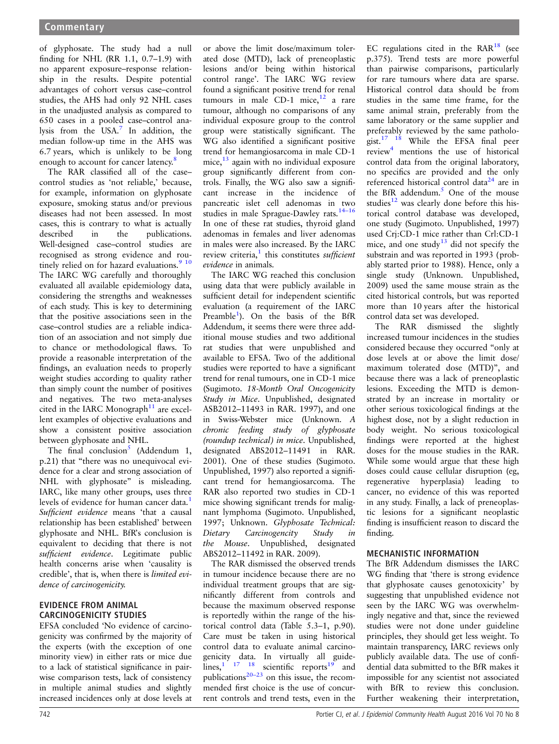of glyphosate. The study had a null finding for NHL (RR 1.1, 0.7–1.9) with no apparent exposure–response relationship in the results. Despite potential advantages of cohort versus case–control studies, the AHS had only 92 NHL cases in the unadjusted analysis as compared to 650 cases in a pooled case–control analysis from the USA.[7] In addition, the median follow-up time in the AHS was 6.7 years, which is unlikely to be long enough to account for cancer latency.[8]

The RAR classified all of the case–control studies as 'not reliable,' because, for example, information on glyphosate exposure, smoking status and/or previous diseases had not been assessed. In most cases, this is contrary to what is actually described in the publications. Well-designed case–control studies are recognised as strong evidence and routinely relied on for hazard evaluations.[9 10] The IARC WG carefully and thoroughly evaluated all available epidemiology data, considering the strengths and weaknesses of each study. This is key to determining that the positive associations seen in the case–control studies are a reliable indication of an association and not simply due to chance or methodological flaws. To provide a reasonable interpretation of the findings, an evaluation needs to properly weight studies according to quality rather than simply count the number of positives and negatives. The two meta-analyses cited in the IARC Monograph[11] are excellent examples of objective evaluations and show a consistent positive association between glyphosate and NHL.

The final conclusion[5] (Addendum 1, p.21) that "there was no unequivocal evidence for a clear and strong association of NHL with glyphosate" is misleading. IARC, like many other groups, uses three levels of evidence for human cancer data.[1] *Sufficient evidence* means 'that a causal relationship has been established' between glyphosate and NHL. BfR's conclusion is equivalent to deciding that there is not *sufficient evidence*. Legitimate public health concerns arise when 'causality is credible', that is, when there is *limited evidence of carcinogenicity.*

## EVIDENCE FROM ANIMAL CARCINOGENICITY STUDIES

EFSA concluded 'No evidence of carcinogenicity was confirmed by the majority of the experts (with the exception of one minority view) in either rats or mice due to a lack of statistical significance in pairwise comparison tests, lack of consistency in multiple animal studies and slightly increased incidences only at dose levels at or above the limit dose/maximum tolerated dose (MTD), lack of preneoplastic lesions and/or being within historical control range'. The IARC WG review found a significant positive trend for renal tumours in male CD-1 mice,[12] a rare tumour, although no comparisons of any individual exposure group to the control group were statistically significant. The WG also identified a significant positive trend for hemangiosarcoma in male CD-1 mice,[13] again with no individual exposure group significantly different from controls. Finally, the WG also saw a significant increase in the incidence of pancreatic islet cell adenomas in two studies in male Sprague-Dawley rats.[14–16] In one of these rat studies, thyroid gland adenomas in females and liver adenomas in males were also increased. By the IARC review criteria,[1] this constitutes *sufficient evidence* in animals.

The IARC WG reached this conclusion using data that were publicly available in sufficient detail for independent scientific evaluation (a requirement of the IARC Preamble[1]). On the basis of the BfR Addendum, it seems there were three additional mouse studies and two additional rat studies that were unpublished and available to EFSA. Two of the additional studies were reported to have a significant trend for renal tumours, one in CD-1 mice (Sugimoto. *18-Month Oral Oncogenicity Study in Mice*. Unpublished, designated ASB2012–11493 in RAR. 1997), and one in Swiss-Webster mice (Unknown. *A chronic feeding study of glyphosate (roundup technical) in mice*. Unpublished, designated ABS2012–11491 in RAR. 2001). One of these studies (Sugimoto. Unpublished, 1997) also reported a significant trend for hemangiosarcoma. The RAR also reported two studies in CD-1 mice showing significant trends for malignant lymphoma (Sugimoto. Unpublished, 1997; Unknown. *Glyphosate Technical: Dietary Carcinogenicity Study in the Mouse*. Unpublished, designated ABS2012–11492 in RAR. 2009).

The RAR dismissed the observed trends in tumour incidence because there are no individual treatment groups that are significantly different from controls and because the maximum observed response is reportedly within the range of the historical control data (Table 5.3–1, p.90). Care must be taken in using historical control data to evaluate animal carcinogenicity data. In virtually all guidelines,[1 17 18] scientific reports[19] and publications[20–23] on this issue, the recommended first choice is the use of concurrent controls and trend tests, even in the EC regulations cited in the RAR[18] (see p.375). Trend tests are more powerful than pairwise comparisons, particularly for rare tumours where data are sparse. Historical control data should be from studies in the same time frame, for the same animal strain, preferably from the same laboratory or the same supplier and preferably reviewed by the same pathologist.[17 18] While the EFSA final peer review[4] mentions the use of historical control data from the original laboratory, no specifics are provided and the only referenced historical control data[24] are in the BfR addendum.[5] One of the mouse studies[12] was clearly done before this historical control database was developed, one study (Sugimoto. Unpublished, 1997) used Crj:CD-1 mice rather than Crl:CD-1 mice, and one study[13] did not specify the substrain and was reported in 1993 (probably started prior to 1988). Hence, only a single study (Unknown. Unpublished, 2009) used the same mouse strain as the cited historical controls, but was reported more than 10 years after the historical control data set was developed.

The RAR dismissed the slightly increased tumour incidences in the studies considered because they occurred "only at dose levels at or above the limit dose/maximum tolerated dose (MTD)", and because there was a lack of preneoplastic lesions. Exceeding the MTD is demonstrated by an increase in mortality or other serious toxicological findings at the highest dose, not by a slight reduction in body weight. No serious toxicological findings were reported at the highest doses for the mouse studies in the RAR. While some would argue that these high doses could cause cellular disruption (eg, regenerative hyperplasia) leading to cancer, no evidence of this was reported in any study. Finally, a lack of preneoplastic lesions for a significant neoplastic finding is insufficient reason to discard the finding.

## MECHANISTIC INFORMATION

The BfR Addendum dismisses the IARC WG finding that 'there is strong evidence that glyphosate causes genotoxicity' by suggesting that unpublished evidence not seen by the IARC WG was overwhelmingly negative and that, since the reviewed studies were not done under guideline principles, they should get less weight. To maintain transparency, IARC reviews only publicly available data. The use of confidential data submitted to the BfR makes it impossible for any scientist not associated with BfR to review this conclusion. Further weakening their interpretation,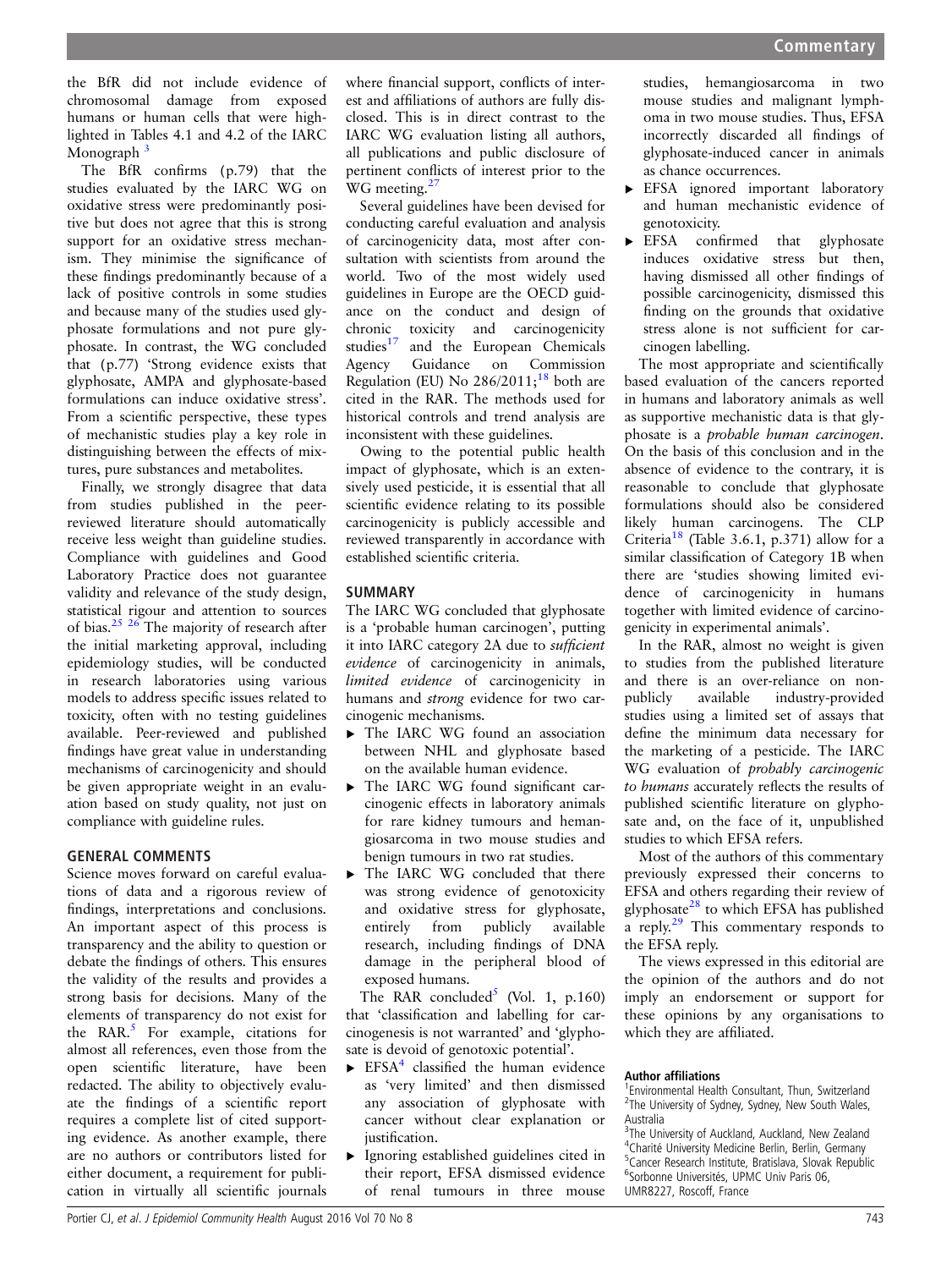the BfR did not include evidence of chromosomal damage from exposed humans or human cells that were highlighted in Tables 4.1 and 4.2 of the IARC Monograph [3]

The BfR confirms (p.79) that the studies evaluated by the IARC WG on oxidative stress were predominantly positive but does not agree that this is strong support for an oxidative stress mechanism. They minimise the significance of these findings predominantly because of a lack of positive controls in some studies and because many of the studies used glyphosate formulations and not pure glyphosate. In contrast, the WG concluded that (p.77) 'Strong evidence exists that glyphosate, AMPA and glyphosate-based formulations can induce oxidative stress'. From a scientific perspective, these types of mechanistic studies play a key role in distinguishing between the effects of mixtures, pure substances and metabolites.

Finally, we strongly disagree that data from studies published in the peer-reviewed literature should automatically receive less weight than guideline studies. Compliance with guidelines and Good Laboratory Practice does not guarantee validity and relevance of the study design, statistical rigour and attention to sources of bias.[25 26] The majority of research after the initial marketing approval, including epidemiology studies, will be conducted in research laboratories using various models to address specific issues related to toxicity, often with no testing guidelines available. Peer-reviewed and published findings have great value in understanding mechanisms of carcinogenicity and should be given appropriate weight in an evaluation based on study quality, not just on compliance with guideline rules.

## GENERAL COMMENTS

Science moves forward on careful evaluations of data and a rigorous review of findings, interpretations and conclusions. An important aspect of this process is transparency and the ability to question or debate the findings of others. This ensures the validity of the results and provides a strong basis for decisions. Many of the elements of transparency do not exist for the RAR.[5] For example, citations for almost all references, even those from the open scientific literature, have been redacted. The ability to objectively evaluate the findings of a scientific report requires a complete list of cited supporting evidence. As another example, there are no authors or contributors listed for either document, a requirement for publication in virtually all scientific journals where financial support, conflicts of interest and affiliations of authors are fully disclosed. This is in direct contrast to the IARC WG evaluation listing all authors, all publications and public disclosure of pertinent conflicts of interest prior to the WG meeting.[27]

Several guidelines have been devised for conducting careful evaluation and analysis of carcinogenicity data, most after consultation with scientists from around the world. Two of the most widely used guidelines in Europe are the OECD guidance on the conduct and design of chronic toxicity and carcinogenicity studies[17] and the European Chemicals Agency Guidance on Commission Regulation (EU) No 286/2011;[18] both are cited in the RAR. The methods used for historical controls and trend analysis are inconsistent with these guidelines.

Owing to the potential public health impact of glyphosate, which is an extensively used pesticide, it is essential that all scientific evidence relating to its possible carcinogenicity is publicly accessible and reviewed transparently in accordance with established scientific criteria.

## SUMMARY

The IARC WG concluded that glyphosate is a 'probable human carcinogen', putting it into IARC category 2A due to *sufficient evidence* of carcinogenicity in animals, *limited evidence* of carcinogenicity in humans and *strong* evidence for two carcinogenic mechanisms.

- The IARC WG found an association between NHL and glyphosate based on the available human evidence.
- The IARC WG found significant carcinogenic effects in laboratory animals for rare kidney tumours and hemangiosarcoma in two mouse studies and benign tumours in two rat studies.
- The IARC WG concluded that there was strong evidence of genotoxicity and oxidative stress for glyphosate, entirely from publicly available research, including findings of DNA damage in the peripheral blood of exposed humans.

The RAR concluded[5] (Vol. 1, p.160) that 'classification and labelling for carcinogenesis is not warranted' and 'glyphosate is devoid of genotoxic potential'.

- EFSA[4] classified the human evidence as 'very limited' and then dismissed any association of glyphosate with cancer without clear explanation or justification.
- Ignoring established guidelines cited in their report, EFSA dismissed evidence of renal tumours in three mouse studies, hemangiosarcoma in two mouse studies and malignant lymphoma in two mouse studies. Thus, EFSA incorrectly discarded all findings of glyphosate-induced cancer in animals as chance occurrences.
- EFSA ignored important laboratory and human mechanistic evidence of genotoxicity.
- EFSA confirmed that glyphosate induces oxidative stress but then, having dismissed all other findings of possible carcinogenicity, dismissed this finding on the grounds that oxidative stress alone is not sufficient for carcinogen labelling.

The most appropriate and scientifically based evaluation of the cancers reported in humans and laboratory animals as well as supportive mechanistic data is that glyphosate is a *probable human carcinogen*. On the basis of this conclusion and in the absence of evidence to the contrary, it is reasonable to conclude that glyphosate formulations should also be considered likely human carcinogens. The CLP Criteria[18] (Table 3.6.1, p.371) allow for a similar classification of Category 1B when there are 'studies showing limited evidence of carcinogenicity in humans together with limited evidence of carcinogenicity in experimental animals'.

In the RAR, almost no weight is given to studies from the published literature and there is an over-reliance on non-publicly available industry-provided studies using a limited set of assays that define the minimum data necessary for the marketing of a pesticide. The IARC WG evaluation of *probably carcinogenic to humans* accurately reflects the results of published scientific literature on glyphosate and, on the face of it, unpublished studies to which EFSA refers.

Most of the authors of this commentary previously expressed their concerns to EFSA and others regarding their review of glyphosate[28] to which EFSA has published a reply.[29] This commentary responds to the EFSA reply.

The views expressed in this editorial are the opinion of the authors and do not imply an endorsement or support for these opinions by any organisations to which they are affiliated.

### Author affiliations

[1]Environmental Health Consultant, Thun, Switzerland
[2]The University of Sydney, Sydney, New South Wales, Australia
[3]The University of Auckland, Auckland, New Zealand
[4]Charité University Medicine Berlin, Berlin, Germany
[5]Cancer Research Institute, Bratislava, Slovak Republic
[6]Sorbonne Universités, UPMC Univ Paris 06, UMR8227, Roscoff, France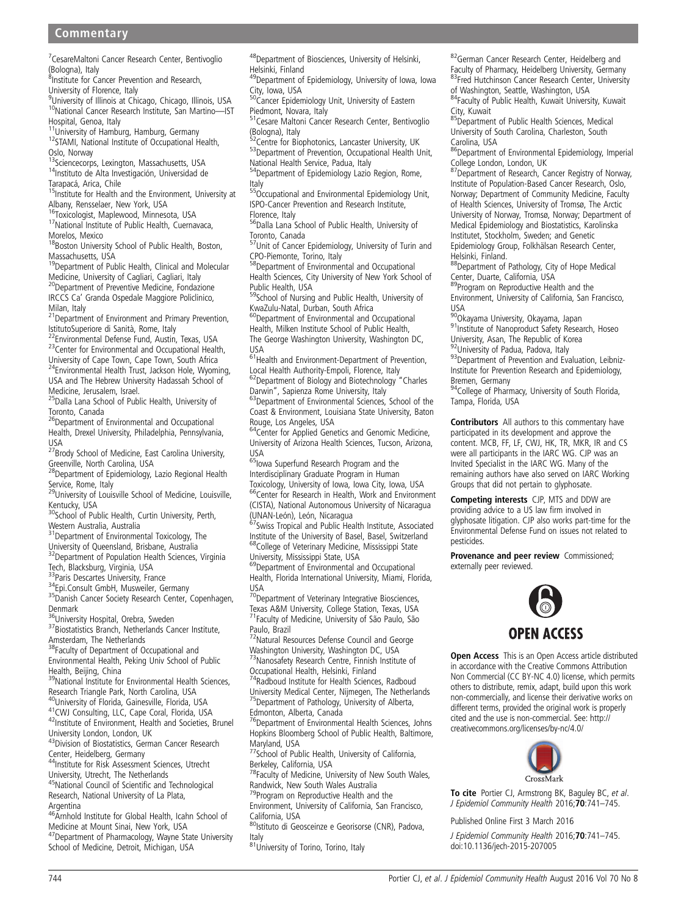[7]CesareMaltoni Cancer Research Center, Bentivoglio (Bologna), Italy
[8]Institute for Cancer Prevention and Research, University of Florence, Italy
[9]University of Illinois at Chicago, Chicago, Illinois, USA
[10]National Cancer Research Institute, San Martino—IST Hospital, Genoa, Italy
[11]University of Hamburg, Hamburg, Germany
[12]STAMI, National Institute of Occupational Health, Oslo, Norway
[13]Sciencecorps, Lexington, Massachusetts, USA
[14]Instituto de Alta Investigación, Universidad de Tarapacá, Arica, Chile
[15]Institute for Health and the Environment, University at Albany, Rensselaer, New York, USA
[16]Toxicologist, Maplewood, Minnesota, USA
[17]National Institute of Public Health, Cuernavaca, Morelos, Mexico
[18]Boston University School of Public Health, Boston, Massachusetts, USA
[19]Department of Public Health, Clinical and Molecular Medicine, University of Cagliari, Cagliari, Italy
[20]Department of Preventive Medicine, Fondazione IRCCS Ca' Granda Ospedale Maggiore Policlinico, Milan, Italy
[21]Department of Environment and Primary Prevention, IstitutoSuperiore di Sanità, Rome, Italy
[22]Environmental Defense Fund, Austin, Texas, USA
[23]Center for Environmental and Occupational Health, University of Cape Town, Cape Town, South Africa
[24]Environmental Health Trust, Jackson Hole, Wyoming, USA and The Hebrew University Hadassah School of Medicine, Jerusalem, Israel.
[25]Dalla Lana School of Public Health, University of Toronto, Canada
[26]Department of Environmental and Occupational Health, Drexel University, Philadelphia, Pennsylvania, USA
[27]Brody School of Medicine, East Carolina University, Greenville, North Carolina, USA
[28]Department of Epidemiology, Lazio Regional Health Service, Rome, Italy
[29]University of Louisville School of Medicine, Louisville, Kentucky, USA
[30]School of Public Health, Curtin University, Perth, Western Australia, Australia
[31]Department of Environmental Toxicology, The University of Queensland, Brisbane, Australia
[32]Department of Population Health Sciences, Virginia Tech, Blacksburg, Virginia, USA
[33]Paris Descartes University, France
[34]Epi.Consult GmbH, Musweiler, Germany
[35]Danish Cancer Society Research Center, Copenhagen, Denmark
[36]University Hospital, Orebra, Sweden
[37]Biostatistics Branch, Netherlands Cancer Institute, Amsterdam, The Netherlands
[38]Faculty of Department of Occupational and Environmental Health, Peking Univ School of Public Health, Beijing, China
[39]National Institute for Environmental Health Sciences, Research Triangle Park, North Carolina, USA
[40]University of Florida, Gainesville, Florida, USA
[41]CWJ Consulting, LLC, Cape Coral, Florida, USA
[42]Institute of Environment, Health and Societies, Brunel University London, London, UK
[43]Division of Biostatistics, German Cancer Research Center, Heidelberg, Germany
[44]Institute for Risk Assessment Sciences, Utrecht University, Utrecht, The Netherlands
[45]National Council of Scientific and Technological Research, National University of La Plata, Argentina
[46]Arnhold Institute for Global Health, Icahn School of Medicine at Mount Sinai, New York, USA
[47]Department of Pharmacology, Wayne State University School of Medicine, Detroit, Michigan, USA
[48]Department of Biosciences, University of Helsinki, Helsinki, Finland
[49]Department of Epidemiology, University of Iowa, Iowa City, Iowa, USA
[50]Cancer Epidemiology Unit, University of Eastern Piedmont, Novara, Italy
[51]Cesare Maltoni Cancer Research Center, Bentivoglio (Bologna), Italy
[52]Centre for Biophotonics, Lancaster University, UK
[53]Department of Prevention, Occupational Health Unit, National Health Service, Padua, Italy
[54]Department of Epidemiology Lazio Region, Rome, Italy
[55]Occupational and Environmental Epidemiology Unit, ISPO-Cancer Prevention and Research Institute, Florence, Italy
[56]Dalla Lana School of Public Health, University of Toronto, Canada
[57]Unit of Cancer Epidemiology, University of Turin and CPO-Piemonte, Torino, Italy
[58]Department of Environmental and Occupational Health Sciences, City University of New York School of Public Health, USA
[59]School of Nursing and Public Health, University of KwaZulu-Natal, Durban, South Africa
[60]Department of Environmental and Occupational Health, Milken Institute School of Public Health, The George Washington University, Washington DC, USA
[61]Health and Environment-Department of Prevention, Local Health Authority-Empoli, Florence, Italy
[62]Department of Biology and Biotechnology "Charles Darwin", Sapienza Rome University, Italy
[63]Department of Environmental Sciences, School of the Coast & Environment, Louisiana State University, Baton Rouge, Los Angeles, USA
[64]Center for Applied Genetics and Genomic Medicine, University of Arizona Health Sciences, Tucson, Arizona, USA
[65]Iowa Superfund Research Program and the Interdisciplinary Graduate Program in Human Toxicology, University of Iowa, Iowa City, Iowa, USA
[66]Center for Research in Health, Work and Environment (CISTA), National Autonomous University of Nicaragua (UNAN-León), León, Nicaragua
[67]Swiss Tropical and Public Health Institute, Associated Institute of the University of Basel, Basel, Switzerland
[68]College of Veterinary Medicine, Mississippi State University, Mississippi State, USA
[69]Department of Environmental and Occupational Health, Florida International University, Miami, Florida, USA
[70]Department of Veterinary Integrative Biosciences, Texas A&M University, College Station, Texas, USA
[71]Faculty of Medicine, University of São Paulo, São Paulo, Brazil
[72]Natural Resources Defense Council and George Washington University, Washington DC, USA
[73]Nanosafety Research Centre, Finnish Institute of Occupational Health, Helsinki, Finland
[74]Radboud Institute for Health Sciences, Radboud University Medical Center, Nijmegen, The Netherlands
[75]Department of Pathology, University of Alberta, Edmonton, Alberta, Canada
[76]Department of Environmental Health Sciences, Johns Hopkins Bloomberg School of Public Health, Baltimore, Maryland, USA
[77]School of Public Health, University of California, Berkeley, California, USA
[78]Faculty of Medicine, University of New South Wales, Randwick, New South Wales Australia
[79]Program on Reproductive Health and the Environment, University of California, San Francisco, California, USA
[80]Istituto di Geosceinze e Georisorse (CNR), Padova, Italy
[81]University of Torino, Torino, Italy
[82]German Cancer Research Center, Heidelberg and Faculty of Pharmacy, Heidelberg University, Germany
[83]Fred Hutchinson Cancer Research Center, University of Washington, Seattle, Washington, USA
[84]Faculty of Public Health, Kuwait University, Kuwait City, Kuwait
[85]Department of Public Health Sciences, Medical University of South Carolina, Charleston, South Carolina, USA
[86]Department of Environmental Epidemiology, Imperial College London, London, UK
[87]Department of Research, Cancer Registry of Norway, Institute of Population-Based Cancer Research, Oslo, Norway; Department of Community Medicine, Faculty of Health Sciences, University of Tromsø, The Arctic University of Norway, Tromsø, Norway; Department of Medical Epidemiology and Biostatistics, Karolinska Institutet, Stockholm, Sweden; and Genetic Epidemiology Group, Folkhälsan Research Center, Helsinki, Finland.
[88]Department of Pathology, City of Hope Medical Center, Duarte, California, USA
[89]Program on Reproductive Health and the Environment, University of California, San Francisco, USA
[90]Okayama University, Okayama, Japan
[91]Institute of Nanoproduct Safety Research, Hoseo University, Asan, The Republic of Korea
[92]University of Padua, Padova, Italy
[93]Department of Prevention and Evaluation, Leibniz-Institute for Prevention Research and Epidemiology, Bremen, Germany
[94]College of Pharmacy, University of South Florida, Tampa, Florida, USA

**Contributors** All authors to this commentary have participated in its development and approve the content. MCB, FF, LF, CWJ, HK, TR, MKR, IR and CS were all participants in the IARC WG. CJP was an Invited Specialist in the IARC WG. Many of the remaining authors have also served on IARC Working Groups that did not pertain to glyphosate.

**Competing interests** CJP, MTS and DDW are providing advice to a US law firm involved in glyphosate litigation. CJP also works part-time for the Environmental Defense Fund on issues not related to pesticides.

**Provenance and peer review** Commissioned; externally peer reviewed.

OPEN ACCESS

**Open Access** This is an Open Access article distributed in accordance with the Creative Commons Attribution Non Commercial (CC BY-NC 4.0) license, which permits others to distribute, remix, adapt, build upon this work non-commercially, and license their derivative works on different terms, provided the original work is properly cited and the use is non-commercial. See: http://creativecommons.org/licenses/by-nc/4.0/

**To cite** Portier CJ, Armstrong BK, Baguley BC, *et al*. *J Epidemiol Community Health* 2016;**70**:741–745.

Published Online First 3 March 2016

*J Epidemiol Community Health* 2016;**70**:741–745. doi:10.1136/jech-2015-207005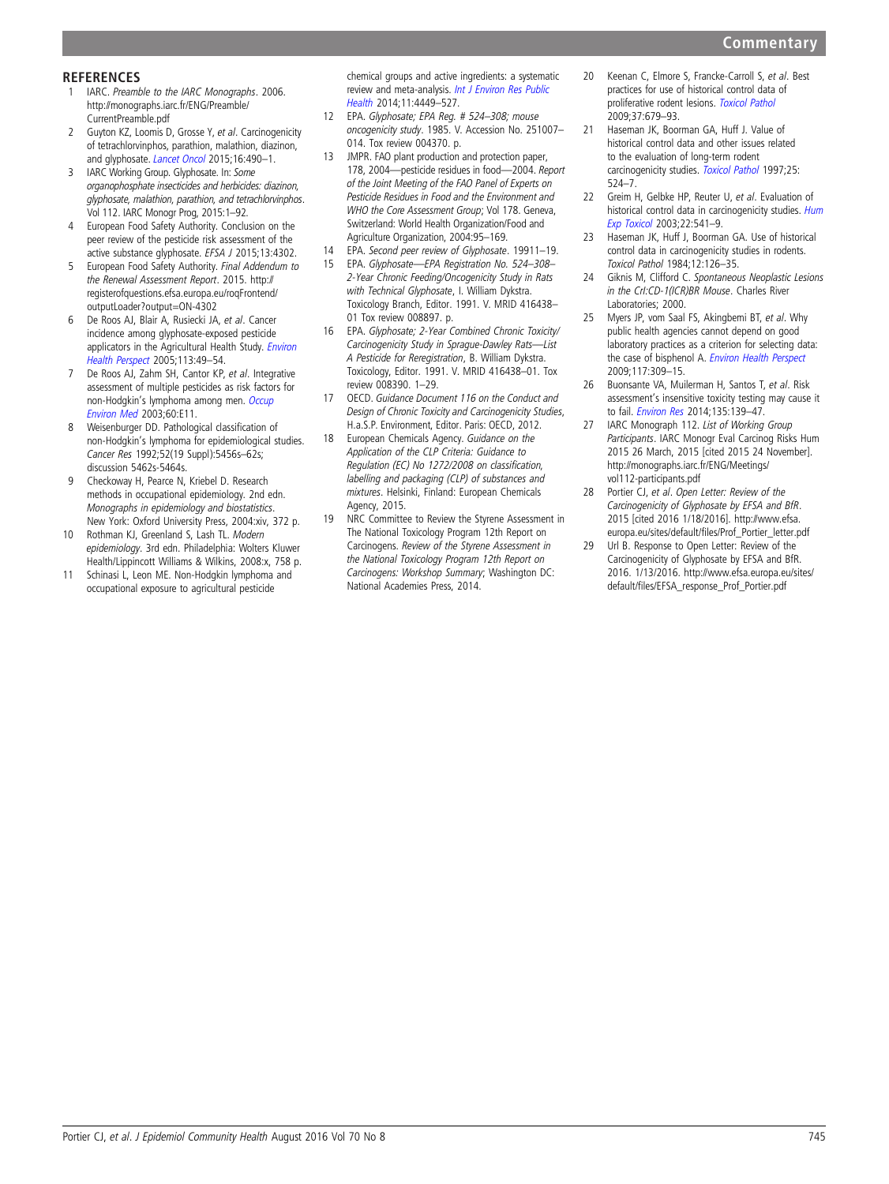## REFERENCES

1. IARC. *Preamble to the IARC Monographs*. 2006. http://monographs.iarc.fr/ENG/Preamble/CurrentPreamble.pdf
2. Guyton KZ, Loomis D, Grosse Y, *et al*. Carcinogenicity of tetrachlorvinphos, parathion, malathion, diazinon, and glyphosate. *Lancet Oncol* 2015;16:490–1.
3. IARC Working Group. Glyphosate. In: *Some organophosphate insecticides and herbicides: diazinon, glyphosate, malathion, parathion, and tetrachlorvinphos*. Vol 112. IARC Monogr Prog, 2015:1–92.
4. European Food Safety Authority. Conclusion on the peer review of the pesticide risk assessment of the active substance glyphosate. *EFSA J* 2015;13:4302.
5. European Food Safety Authority. *Final Addendum to the Renewal Assessment Report*. 2015. http://registerofquestions.efsa.europa.eu/roqFrontend/outputLoader?output=ON-4302
6. De Roos AJ, Blair A, Rusiecki JA, *et al*. Cancer incidence among glyphosate-exposed pesticide applicators in the Agricultural Health Study. *Environ Health Perspect* 2005;113:49–54.
7. De Roos AJ, Zahm SH, Cantor KP, *et al*. Integrative assessment of multiple pesticides as risk factors for non-Hodgkin's lymphoma among men. *Occup Environ Med* 2003;60:E11.
8. Weisenburger DD. Pathological classification of non-Hodgkin's lymphoma for epidemiological studies. *Cancer Res* 1992;52(19 Suppl):5456s–62s; discussion 5462s-5464s.
9. Checkoway H, Pearce N, Kriebel D. Research methods in occupational epidemiology. 2nd edn. *Monographs in epidemiology and biostatistics*. New York: Oxford University Press, 2004:xiv, 372 p.
10. Rothman KJ, Greenland S, Lash TL. *Modern epidemiology*. 3rd edn. Philadelphia: Wolters Kluwer Health/Lippincott Williams & Wilkins, 2008:x, 758 p.
11. Schinasi L, Leon ME. Non-Hodgkin lymphoma and occupational exposure to agricultural pesticide chemical groups and active ingredients: a systematic review and meta-analysis. *Int J Environ Res Public Health* 2014;11:4449–527.
12. EPA. *Glyphosate; EPA Reg. # 524–308; mouse oncogenicity study*. 1985. V. Accession No. 251007–014. Tox review 004370. p.
13. JMPR. FAO plant production and protection paper, 178, 2004—pesticide residues in food—2004. *Report of the Joint Meeting of the FAO Panel of Experts on Pesticide Residues in Food and the Environment and WHO the Core Assessment Group*; Vol 178. Geneva, Switzerland: World Health Organization/Food and Agriculture Organization, 2004:95–169.
14. EPA. *Second peer review of Glyphosate*. 19911–19.
15. EPA. *Glyphosate—EPA Registration No. 524–308–2-Year Chronic Feeding/Oncogenicity Study in Rats with Technical Glyphosate*, I. William Dykstra. Toxicology Branch, Editor. 1991. V. MRID 416438–01 Tox review 008897. p.
16. EPA. *Glyphosate; 2-Year Combined Chronic Toxicity/Carcinogenicity Study in Sprague-Dawley Rats—List A Pesticide for Reregistration*, B. William Dykstra. Toxicology, Editor. 1991. V. MRID 416438–01. Tox review 008390. 1–29.
17. OECD. *Guidance Document 116 on the Conduct and Design of Chronic Toxicity and Carcinogenicity Studies*, H.a.S.P. Environment, Editor. Paris: OECD, 2012.
18. European Chemicals Agency. *Guidance on the Application of the CLP Criteria: Guidance to Regulation (EC) No 1272/2008 on classification, labelling and packaging (CLP) of substances and mixtures*. Helsinki, Finland: European Chemicals Agency, 2015.
19. NRC Committee to Review the Styrene Assessment in The National Toxicology Program 12th Report on Carcinogens. *Review of the Styrene Assessment in the National Toxicology Program 12th Report on Carcinogens: Workshop Summary*; Washington DC: National Academies Press, 2014.
20. Keenan C, Elmore S, Francke-Carroll S, *et al*. Best practices for use of historical control data of proliferative rodent lesions. *Toxicol Pathol* 2009;37:679–93.
21. Haseman JK, Boorman GA, Huff J. Value of historical control data and other issues related to the evaluation of long-term rodent carcinogenicity studies. *Toxicol Pathol* 1997;25:524–7.
22. Greim H, Gelbke HP, Reuter U, *et al*. Evaluation of historical control data in carcinogenicity studies. *Hum Exp Toxicol* 2003;22:541–9.
23. Haseman JK, Huff J, Boorman GA. Use of historical control data in carcinogenicity studies in rodents. *Toxicol Pathol* 1984;12:126–35.
24. Giknis M, Clifford C. *Spontaneous Neoplastic Lesions in the Crl:CD-1(ICR)BR Mouse*. Charles River Laboratories; 2000.
25. Myers JP, vom Saal FS, Akingbemi BT, *et al*. Why public health agencies cannot depend on good laboratory practices as a criterion for selecting data: the case of bisphenol A. *Environ Health Perspect* 2009;117:309–15.
26. Buonsante VA, Muilerman H, Santos T, *et al*. Risk assessment's insensitive toxicity testing may cause it to fail. *Environ Res* 2014;135:139–47.
27. IARC Monograph 112. *List of Working Group Participants*. IARC Monogr Eval Carcinog Risks Hum 2015 26 March, 2015 [cited 2015 24 November]. http://monographs.iarc.fr/ENG/Meetings/vol112-participants.pdf
28. Portier CJ, *et al*. *Open Letter: Review of the Carcinogenicity of Glyphosate by EFSA and BfR*. 2015 [cited 2016 1/18/2016]. http://www.efsa.europa.eu/sites/default/files/Prof_Portier_letter.pdf
29. Url B. Response to Open Letter: Review of the Carcinogenicity of Glyphosate by EFSA and BfR. 2016. 1/13/2016. http://www.efsa.europa.eu/sites/default/files/EFSA_response_Prof_Portier.pdf